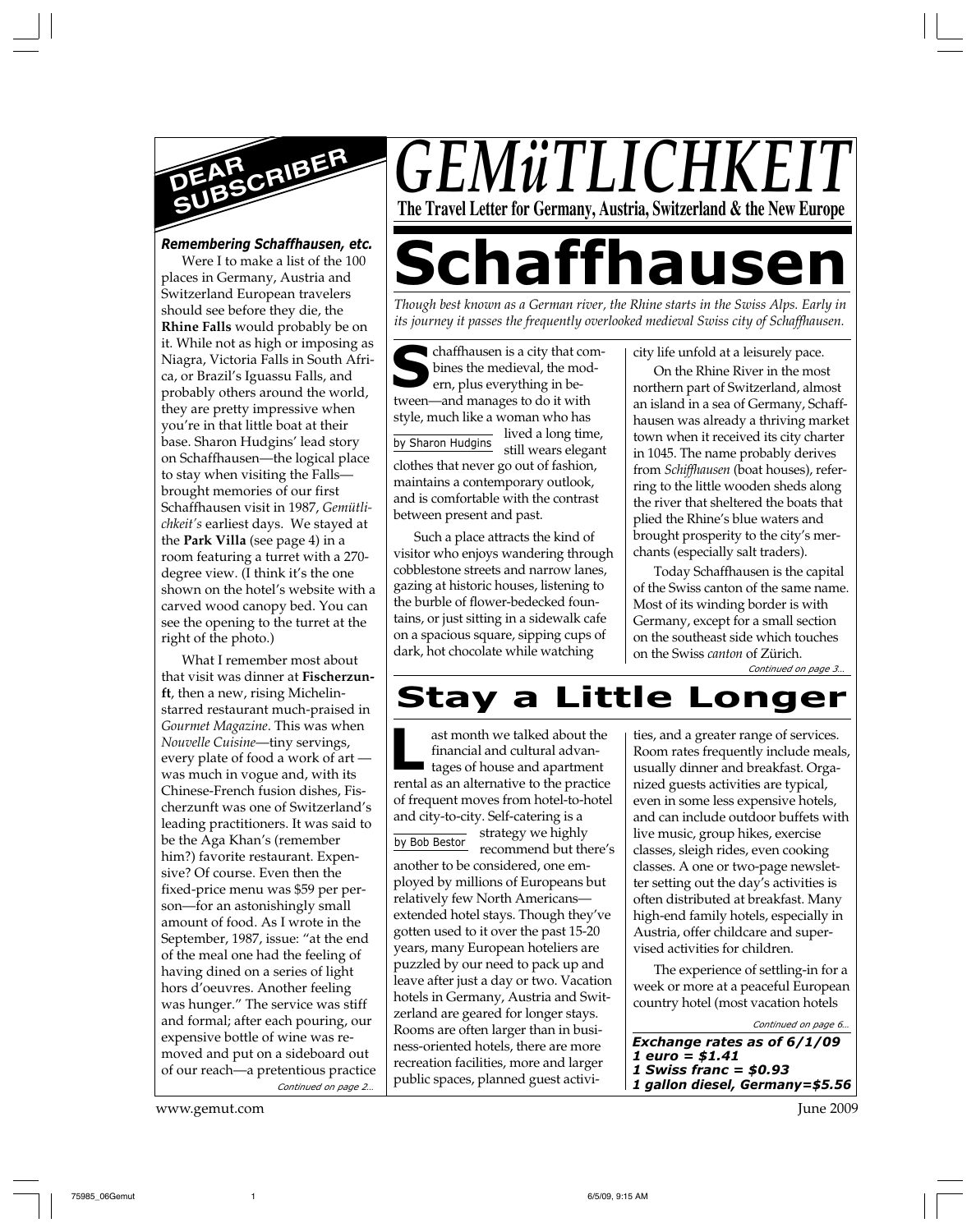# GEMüTLICHKEIT

**The Travel Letter for Germany, Austria, Switzerland & the New Europe**

## DEAR SUBSCRIBER

***Remembering Schaffhausen, etc.***

Were I to make a list of the 100 places in Germany, Austria and Switzerland European travelers should see before they die, the **Rhine Falls** would probably be on it. While not as high or imposing as Niagra, Victoria Falls in South Africa, or Brazil's Iguassu Falls, and probably others around the world, they are pretty impressive when you're in that little boat at their base. Sharon Hudgins' lead story on Schaffhausen—the logical place to stay when visiting the Falls—brought memories of our first Schaffhausen visit in 1987, *Gemütlichkeit's* earliest days. We stayed at the **Park Villa** (see page 4) in a room featuring a turret with a 270-degree view. (I think it's the one shown on the hotel's website with a carved wood canopy bed. You can see the opening to the turret at the right of the photo.)

What I remember most about that visit was dinner at **Fischerzunft**, then a new, rising Michelin-starred restaurant much-praised in *Gourmet Magazine*. This was when *Nouvelle Cuisine*—tiny servings, every plate of food a work of art —was much in vogue and, with its Chinese-French fusion dishes, Fischerzunft was one of Switzerland's leading practitioners. It was said to be the Aga Khan's (remember him?) favorite restaurant. Expensive? Of course. Even then the fixed-price menu was $59 per person—for an astonishingly small amount of food. As I wrote in the September, 1987, issue: "at the end of the meal one had the feeling of having dined on a series of light hors d'oeuvres. Another feeling was hunger." The service was stiff and formal; after each pouring, our expensive bottle of wine was removed and put on a sideboard out of our reach—a pretentious practice

*Continued on page 2…*

# Schaffhausen

*Though best known as a German river, the Rhine starts in the Swiss Alps. Early in its journey it passes the frequently overlooked medieval Swiss city of Schaffhausen.*

by Sharon Hudgins

Schaffhausen is a city that combines the medieval, the modern, plus everything in between—and manages to do it with style, much like a woman who has lived a long time, still wears elegant clothes that never go out of fashion, maintains a contemporary outlook, and is comfortable with the contrast between present and past.

Such a place attracts the kind of visitor who enjoys wandering through cobblestone streets and narrow lanes, gazing at historic houses, listening to the burble of flower-bedecked fountains, or just sitting in a sidewalk cafe on a spacious square, sipping cups of dark, hot chocolate while watching city life unfold at a leisurely pace.

On the Rhine River in the most northern part of Switzerland, almost an island in a sea of Germany, Schaffhausen was already a thriving market town when it received its city charter in 1045. The name probably derives from *Schiffhausen* (boat houses), referring to the little wooden sheds along the river that sheltered the boats that plied the Rhine's blue waters and brought prosperity to the city's merchants (especially salt traders).

Today Schaffhausen is the capital of the Swiss canton of the same name. Most of its winding border is with Germany, except for a small section on the southeast side which touches on the Swiss *canton* of Zürich.

*Continued on page 3…*

# Stay a Little Longer

by Bob Bestor

Last month we talked about the financial and cultural advantages of house and apartment rental as an alternative to the practice of frequent moves from hotel-to-hotel and city-to-city. Self-catering is a strategy we highly recommend but there's another to be considered, one employed by millions of Europeans but relatively few North Americans—extended hotel stays. Though they've gotten used to it over the past 15-20 years, many European hoteliers are puzzled by our need to pack up and leave after just a day or two. Vacation hotels in Germany, Austria and Switzerland are geared for longer stays. Rooms are often larger than in business-oriented hotels, there are more recreation facilities, more and larger public spaces, planned guest activities, and a greater range of services. Room rates frequently include meals, usually dinner and breakfast. Organized guests activities are typical, even in some less expensive hotels, and can include outdoor buffets with live music, group hikes, exercise classes, sleigh rides, even cooking classes. A one or two-page newsletter setting out the day's activities is often distributed at breakfast. Many high-end family hotels, especially in Austria, offer childcare and supervised activities for children.

The experience of settling-in for a week or more at a peaceful European country hotel (most vacation hotels

*Continued on page 6…*

***Exchange rates as of 6/1/09***
***1 euro = $1.41***
***1 Swiss franc = $0.93***
***1 gallon diesel, Germany=$5.56***

www.gemut.com

June 2009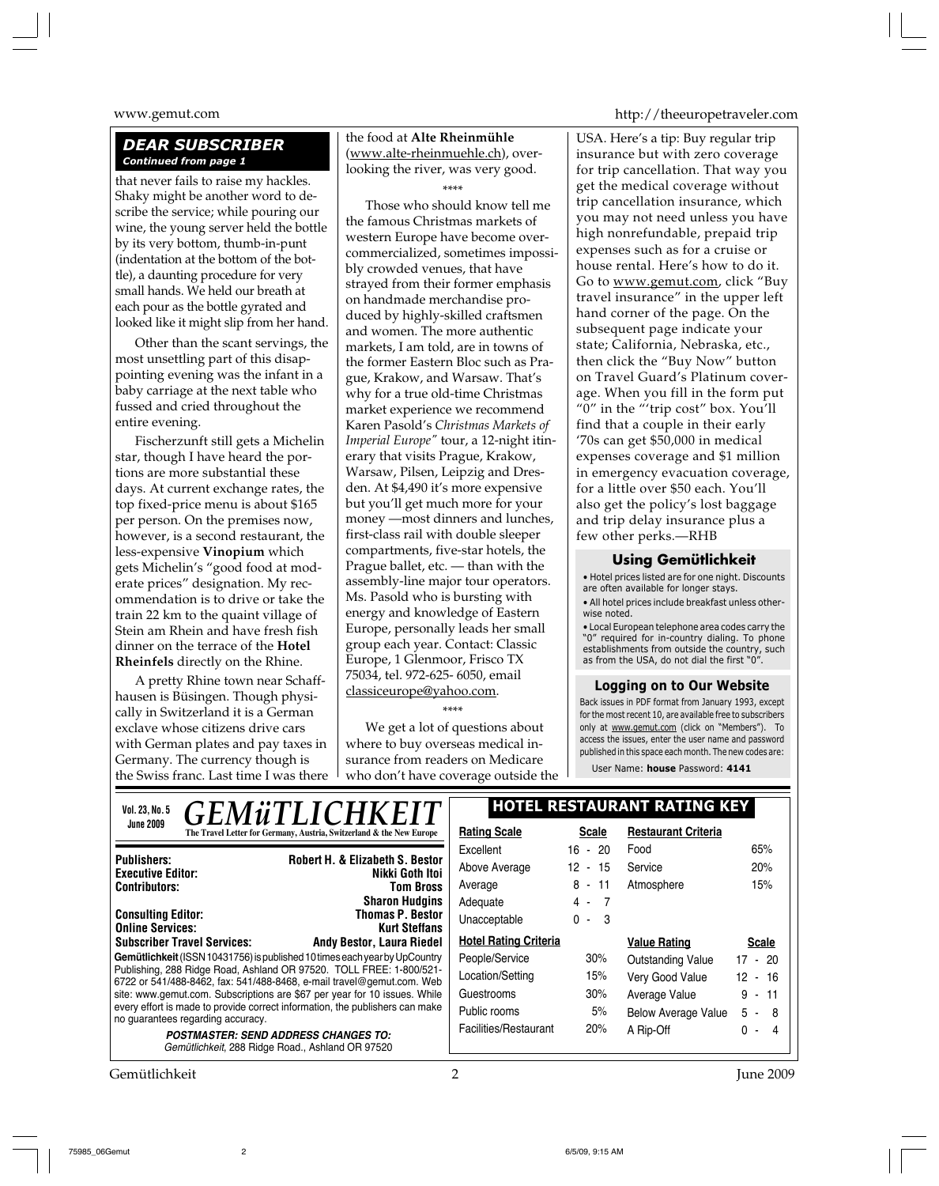## DEAR SUBSCRIBER
*Continued from page 1*

that never fails to raise my hackles. Shaky might be another word to describe the service; while pouring our wine, the young server held the bottle by its very bottom, thumb-in-punt (indentation at the bottom of the bottle), a daunting procedure for very small hands. We held our breath at each pour as the bottle gyrated and looked like it might slip from her hand.

Other than the scant servings, the most unsettling part of this disappointing evening was the infant in a baby carriage at the next table who fussed and cried throughout the entire evening.

Fischerzunft still gets a Michelin star, though I have heard the portions are more substantial these days. At current exchange rates, the top fixed-price menu is about $165 per person. On the premises now, however, is a second restaurant, the less-expensive **Vinopium** which gets Michelin's "good food at moderate prices" designation. My recommendation is to drive or take the train 22 km to the quaint village of Stein am Rhein and have fresh fish dinner on the terrace of the **Hotel Rheinfels** directly on the Rhine.

A pretty Rhine town near Schaffhausen is Büsingen. Though physically in Switzerland it is a German exclave whose citizens drive cars with German plates and pay taxes in Germany. The currency though is the Swiss franc. Last time I was there the food at **Alte Rheinmühle** (www.alte-rheinmuehle.ch), overlooking the river, was very good.

\*\*\*\*

Those who should know tell me the famous Christmas markets of western Europe have become overcommercialized, sometimes impossibly crowded venues, that have strayed from their former emphasis on handmade merchandise produced by highly-skilled craftsmen and women. The more authentic markets, I am told, are in towns of the former Eastern Bloc such as Prague, Krakow, and Warsaw. That's why for a true old-time Christmas market experience we recommend Karen Pasold's *Christmas Markets of Imperial Europe"* tour, a 12-night itinerary that visits Prague, Krakow, Warsaw, Pilsen, Leipzig and Dresden. At $4,490 it's more expensive but you'll get much more for your money —most dinners and lunches, first-class rail with double sleeper compartments, five-star hotels, the Prague ballet, etc. — than with the assembly-line major tour operators. Ms. Pasold who is bursting with energy and knowledge of Eastern Europe, personally leads her small group each year. Contact: Classic Europe, 1 Glenmoor, Frisco TX 75034, tel. 972-625- 6050, email classiceurope@yahoo.com.

\*\*\*\*

We get a lot of questions about where to buy overseas medical insurance from readers on Medicare who don't have coverage outside the USA. Here's a tip: Buy regular trip insurance but with zero coverage for trip cancellation. That way you get the medical coverage without trip cancellation insurance, which you may not need unless you have high nonrefundable, prepaid trip expenses such as for a cruise or house rental. Here's how to do it. Go to www.gemut.com, click "Buy travel insurance" in the upper left hand corner of the page. On the subsequent page indicate your state; California, Nebraska, etc., then click the "Buy Now" button on Travel Guard's Platinum coverage. When you fill in the form put "0" in the "'trip cost" box. You'll find that a couple in their early '70s can get $50,000 in medical expenses coverage and $1 million in emergency evacuation coverage, for a little over $50 each. You'll also get the policy's lost baggage and trip delay insurance plus a few other perks.—RHB

### Using Gemütlichkeit

- Hotel prices listed are for one night. Discounts are often available for longer stays.
- All hotel prices include breakfast unless otherwise noted.
- Local European telephone area codes carry the "0" required for in-country dialing. To phone establishments from outside the country, such as from the USA, do not dial the first "0".

### Logging on to Our Website

Back issues in PDF format from January 1993, except for the most recent 10, are available free to subscribers only at www.gemut.com (click on "Members"). To access the issues, enter the user name and password published in this space each month. The new codes are:

User Name: **house** Password: **4141**

---

**Vol. 23, No. 5**
**June 2009**

# GEMüTLICHKEIT

**The Travel Letter for Germany, Austria, Switzerland & the New Europe**

| | |
|---|---|
| **Publishers:** | **Robert H. & Elizabeth S. Bestor** |
| **Executive Editor:** | **Nikki Goth Itoi** |
| **Contributors:** | **Tom Bross** |
| | **Sharon Hudgins** |
| **Consulting Editor:** | **Thomas P. Bestor** |
| **Online Services:** | **Kurt Steffans** |
| **Subscriber Travel Services:** | **Andy Bestor, Laura Riedel** |

**Gemütlichkeit** (ISSN 10431756) is published 10 times each year by UpCountry Publishing, 288 Ridge Road, Ashland OR 97520. TOLL FREE: 1-800/521-6722 or 541/488-8462, fax: 541/488-8468, e-mail travel@gemut.com. Web site: www.gemut.com. Subscriptions are $67 per year for 10 issues. While every effort is made to provide correct information, the publishers can make no guarantees regarding accuracy.

***POSTMASTER: SEND ADDRESS CHANGES TO:***
*Gemütlichkeit, 288 Ridge Road., Ashland OR 97520*

### HOTEL RESTAURANT RATING KEY

| Rating Scale | Scale | Restaurant Criteria | |
|---|---|---|---|
| Excellent | 16 - 20 | Food | 65% |
| Above Average | 12 - 15 | Service | 20% |
| Average | 8 - 11 | Atmosphere | 15% |
| Adequate | 4 - 7 | | |
| Unacceptable | 0 - 3 | | |

| Hotel Rating Criteria | | Value Rating | Scale |
|---|---|---|---|
| People/Service | 30% | Outstanding Value | 17 - 20 |
| Location/Setting | 15% | Very Good Value | 12 - 16 |
| Guestrooms | 30% | Average Value | 9 - 11 |
| Public rooms | 5% | Below Average Value | 5 - 8 |
| Facilities/Restaurant | 20% | A Rip-Off | 0 - 4 |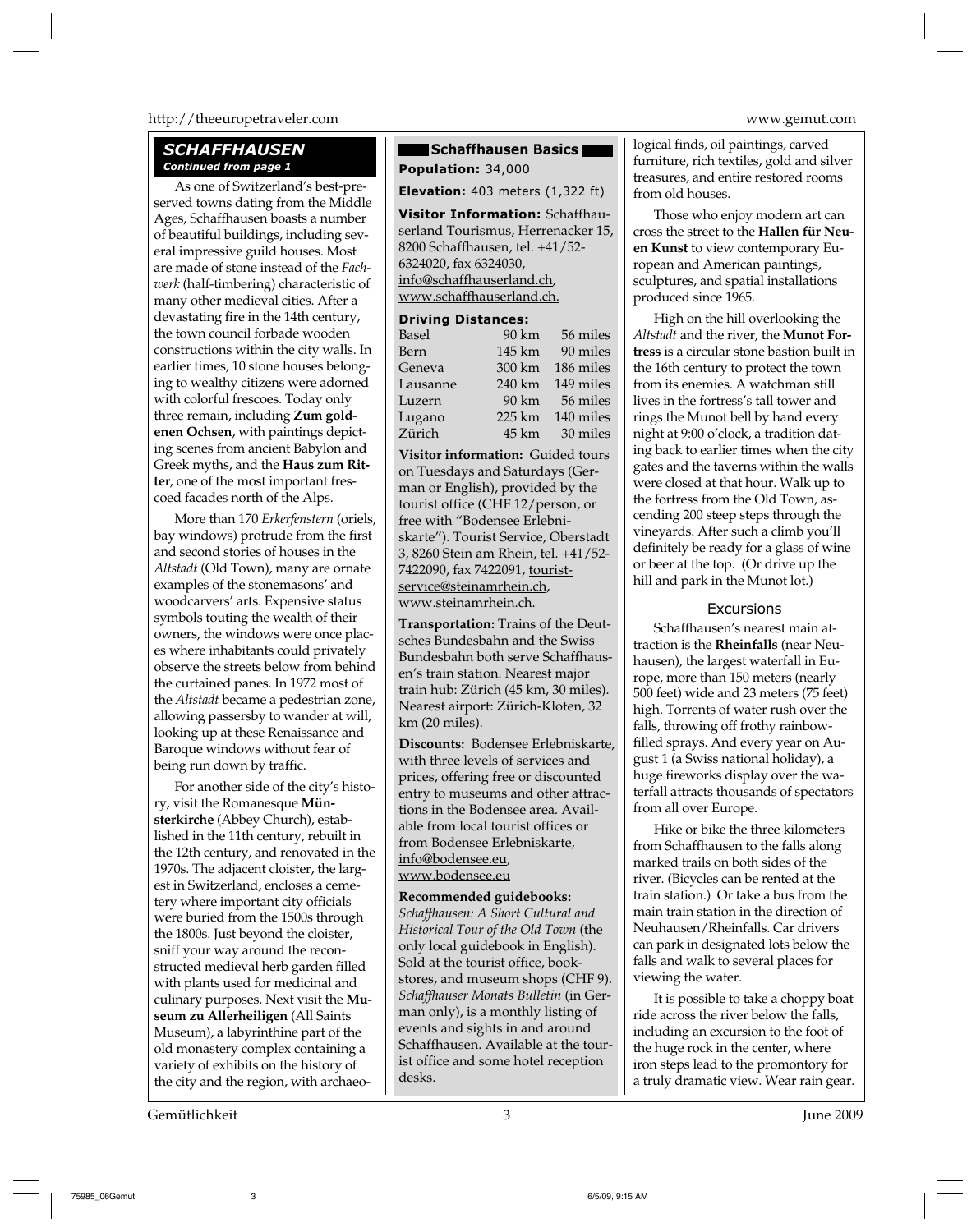## SCHAFFHAUSEN

*Continued from page 1*

As one of Switzerland's best-preserved towns dating from the Middle Ages, Schaffhausen boasts a number of beautiful buildings, including several impressive guild houses. Most are made of stone instead of the *Fachwerk* (half-timbering) characteristic of many other medieval cities. After a devastating fire in the 14th century, the town council forbade wooden constructions within the city walls. In earlier times, 10 stone houses belonging to wealthy citizens were adorned with colorful frescoes. Today only three remain, including **Zum goldenen Ochsen**, with paintings depicting scenes from ancient Babylon and Greek myths, and the **Haus zum Ritter**, one of the most important frescoed facades north of the Alps.

More than 170 *Erkerfenstern* (oriels, bay windows) protrude from the first and second stories of houses in the *Altstadt* (Old Town), many are ornate examples of the stonemasons' and woodcarvers' arts. Expensive status symbols touting the wealth of their owners, the windows were once places where inhabitants could privately observe the streets below from behind the curtained panes. In 1972 most of the *Altstadt* became a pedestrian zone, allowing passersby to wander at will, looking up at these Renaissance and Baroque windows without fear of being run down by traffic.

For another side of the city's history, visit the Romanesque **Münsterkirche** (Abbey Church), established in the 11th century, rebuilt in the 12th century, and renovated in the 1970s. The adjacent cloister, the largest in Switzerland, encloses a cemetery where important city officials were buried from the 1500s through the 1800s. Just beyond the cloister, sniff your way around the reconstructed medieval herb garden filled with plants used for medicinal and culinary purposes. Next visit the **Museum zu Allerheiligen** (All Saints Museum), a labyrinthine part of the old monastery complex containing a variety of exhibits on the history of the city and the region, with archaeological finds, oil paintings, carved furniture, rich textiles, gold and silver treasures, and entire restored rooms from old houses.

Those who enjoy modern art can cross the street to the **Hallen für Neuen Kunst** to view contemporary European and American paintings, sculptures, and spatial installations produced since 1965.

High on the hill overlooking the *Altstadt* and the river, the **Munot Fortress** is a circular stone bastion built in the 16th century to protect the town from its enemies. A watchman still lives in the fortress's tall tower and rings the Munot bell by hand every night at 9:00 o'clock, a tradition dating back to earlier times when the city gates and the taverns within the walls were closed at that hour. Walk up to the fortress from the Old Town, ascending 200 steep steps through the vineyards. After such a climb you'll definitely be ready for a glass of wine or beer at the top. (Or drive up the hill and park in the Munot lot.)

### Excursions

Schaffhausen's nearest main attraction is the **Rheinfalls** (near Neuhausen), the largest waterfall in Europe, more than 150 meters (nearly 500 feet) wide and 23 meters (75 feet) high. Torrents of water rush over the falls, throwing off frothy rainbow-filled sprays. And every year on August 1 (a Swiss national holiday), a huge fireworks display over the waterfall attracts thousands of spectators from all over Europe.

Hike or bike the three kilometers from Schaffhausen to the falls along marked trails on both sides of the river. (Bicycles can be rented at the train station.) Or take a bus from the main train station in the direction of Neuhausen/Rheinfalls. Car drivers can park in designated lots below the falls and walk to several places for viewing the water.

It is possible to take a choppy boat ride across the river below the falls, including an excursion to the foot of the huge rock in the center, where iron steps lead to the promontory for a truly dramatic view. Wear rain gear.

### Schaffhausen Basics

**Population:** 34,000

**Elevation:** 403 meters (1,322 ft)

**Visitor Information:** Schaffhauserland Tourismus, Herrenacker 15, 8200 Schaffhausen, tel. +41/52-6324020, fax 6324030, info@schaffhauserland.ch, www.schaffhauserland.ch.

**Driving Distances:**

| | | |
|---|---|---|
| Basel | 90 km | 56 miles |
| Bern | 145 km | 90 miles |
| Geneva | 300 km | 186 miles |
| Lausanne | 240 km | 149 miles |
| Luzern | 90 km | 56 miles |
| Lugano | 225 km | 140 miles |
| Zürich | 45 km | 30 miles |

**Visitor information:** Guided tours on Tuesdays and Saturdays (German or English), provided by the tourist office (CHF 12/person, or free with "Bodensee Erlebniskarte"). Tourist Service, Oberstadt 3, 8260 Stein am Rhein, tel. +41/52-7422090, fax 7422091, touristservice@steinamrhein.ch, www.steinamrhein.ch.

**Transportation:** Trains of the Deutsches Bundesbahn and the Swiss Bundesbahn both serve Schaffhausen's train station. Nearest major train hub: Zürich (45 km, 30 miles). Nearest airport: Zürich-Kloten, 32 km (20 miles).

**Discounts:** Bodensee Erlebniskarte, with three levels of services and prices, offering free or discounted entry to museums and other attractions in the Bodensee area. Available from local tourist offices or from Bodensee Erlebniskarte, info@bodensee.eu, www.bodensee.eu

**Recommended guidebooks:**
*Schaffhausen: A Short Cultural and Historical Tour of the Old Town* (the only local guidebook in English). Sold at the tourist office, bookstores, and museum shops (CHF 9). *Schaffhauser Monats Bulletin* (in German only), is a monthly listing of events and sights in and around Schaffhausen. Available at the tourist office and some hotel reception desks.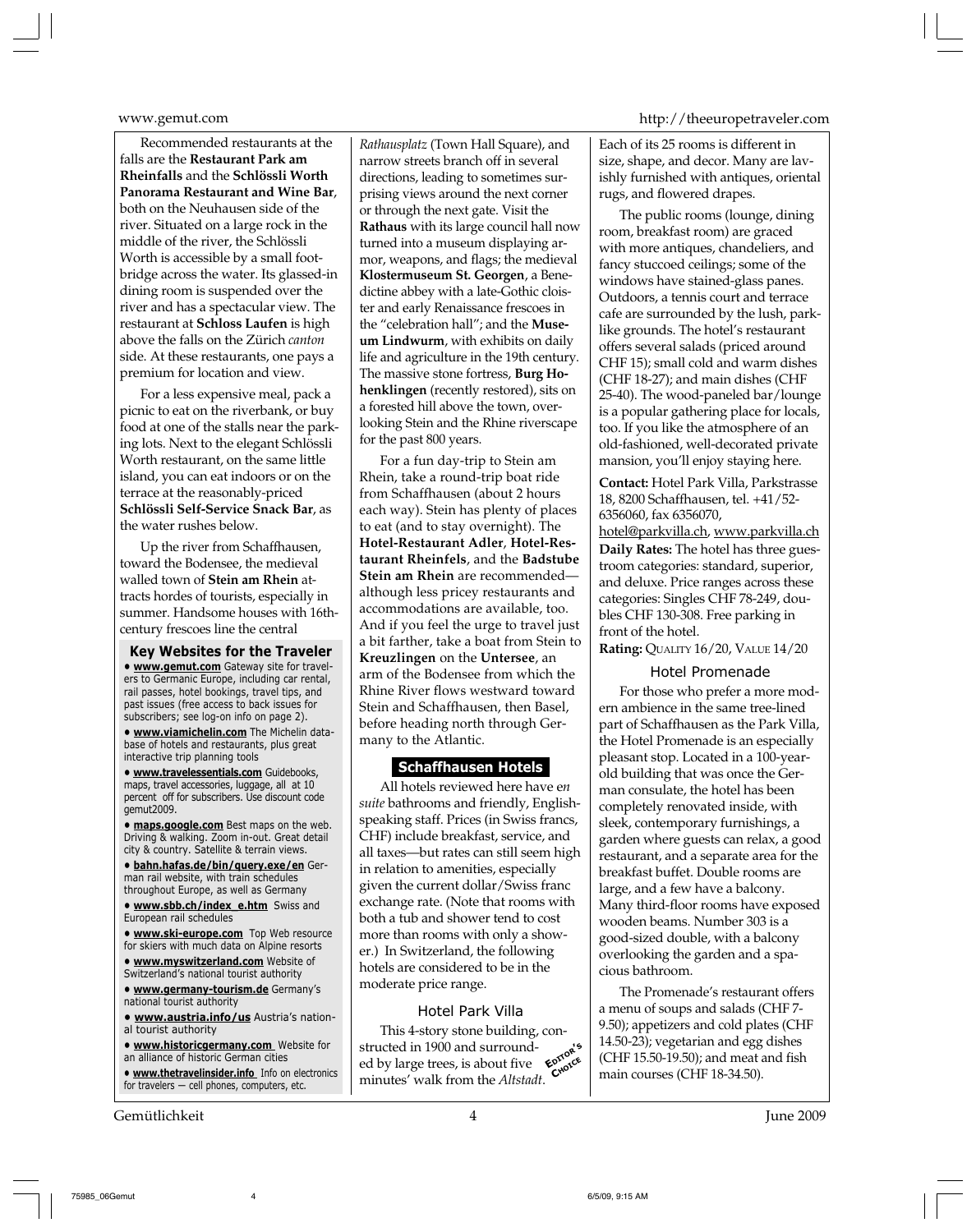Recommended restaurants at the falls are the **Restaurant Park am Rheinfalls** and the **Schlössli Worth Panorama Restaurant and Wine Bar**, both on the Neuhausen side of the river. Situated on a large rock in the middle of the river, the Schlössli Worth is accessible by a small footbridge across the water. Its glassed-in dining room is suspended over the river and has a spectacular view. The restaurant at **Schloss Laufen** is high above the falls on the Zürich *canton* side. At these restaurants, one pays a premium for location and view.

For a less expensive meal, pack a picnic to eat on the riverbank, or buy food at one of the stalls near the parking lots. Next to the elegant Schlössli Worth restaurant, on the same little island, you can eat indoors or on the terrace at the reasonably-priced **Schlössli Self-Service Snack Bar**, as the water rushes below.

Up the river from Schaffhausen, toward the Bodensee, the medieval walled town of **Stein am Rhein** attracts hordes of tourists, especially in summer. Handsome houses with 16th-century frescoes line the central *Rathausplatz* (Town Hall Square), and narrow streets branch off in several directions, leading to sometimes surprising views around the next corner or through the next gate. Visit the **Rathaus** with its large council hall now turned into a museum displaying armor, weapons, and flags; the medieval **Klostermuseum St. Georgen**, a Benedictine abbey with a late-Gothic cloister and early Renaissance frescoes in the "celebration hall"; and the **Museum Lindwurm**, with exhibits on daily life and agriculture in the 19th century. The massive stone fortress, **Burg Hohenklingen** (recently restored), sits on a forested hill above the town, overlooking Stein and the Rhine riverscape for the past 800 years.

For a fun day-trip to Stein am Rhein, take a round-trip boat ride from Schaffhausen (about 2 hours each way). Stein has plenty of places to eat (and to stay overnight). The **Hotel-Restaurant Adler**, **Hotel-Restaurant Rheinfels**, and the **Badstube Stein am Rhein** are recommended—although less pricey restaurants and accommodations are available, too. And if you feel the urge to travel just a bit farther, take a boat from Stein to **Kreuzlingen** on the **Untersee**, an arm of the Bodensee from which the Rhine River flows westward toward Stein and Schaffhausen, then Basel, before heading north through Germany to the Atlantic.

### Key Websites for the Traveler

- **www.gemut.com** Gateway site for travelers to Germanic Europe, including car rental, rail passes, hotel bookings, travel tips, and past issues (free access to back issues for subscribers; see log-on info on page 2).
- **www.viamichelin.com** The Michelin database of hotels and restaurants, plus great interactive trip planning tools
- **www.travelessentials.com** Guidebooks, maps, travel accessories, luggage, all at 10 percent off for subscribers. Use discount code gemut2009.
- **maps.google.com** Best maps on the web. Driving & walking. Zoom in-out. Great detail city & country. Satellite & terrain views.
- **bahn.hafas.de/bin/query.exe/en** German rail website, with train schedules throughout Europe, as well as Germany
- **www.sbb.ch/index_e.htm** Swiss and European rail schedules
- **www.ski-europe.com** Top Web resource for skiers with much data on Alpine resorts
- **www.myswitzerland.com** Website of Switzerland's national tourist authority
- **www.germany-tourism.de** Germany's national tourist authority
- **www.austria.info/us** Austria's national tourist authority
- **www.historicgermany.com** Website for an alliance of historic German cities
- **www.thetravelinsider.info** Info on electronics for travelers — cell phones, computers, etc.

## Schaffhausen Hotels

All hotels reviewed here have *en suite* bathrooms and friendly, English-speaking staff. Prices (in Swiss francs, CHF) include breakfast, service, and all taxes—but rates can still seem high in relation to amenities, especially given the current dollar/Swiss franc exchange rate. (Note that rooms with both a tub and shower tend to cost more than rooms with only a shower.) In Switzerland, the following hotels are considered to be in the moderate price range.

### Hotel Park Villa

EDITOR'S CHOICE

This 4-story stone building, constructed in 1900 and surrounded by large trees, is about five minutes' walk from the *Altstadt*. Each of its 25 rooms is different in size, shape, and decor. Many are lavishly furnished with antiques, oriental rugs, and flowered drapes.

The public rooms (lounge, dining room, breakfast room) are graced with more antiques, chandeliers, and fancy stuccoed ceilings; some of the windows have stained-glass panes. Outdoors, a tennis court and terrace cafe are surrounded by the lush, park-like grounds. The hotel's restaurant offers several salads (priced around CHF 15); small cold and warm dishes (CHF 18-27); and main dishes (CHF 25-40). The wood-paneled bar/lounge is a popular gathering place for locals, too. If you like the atmosphere of an old-fashioned, well-decorated private mansion, you'll enjoy staying here.

**Contact:** Hotel Park Villa, Parkstrasse 18, 8200 Schaffhausen, tel. +41/52-6356060, fax 6356070, hotel@parkvilla.ch, www.parkvilla.ch

**Daily Rates:** The hotel has three guestroom categories: standard, superior, and deluxe. Price ranges across these categories: Singles CHF 78-249, doubles CHF 130-308. Free parking in front of the hotel.

**Rating:** QUALITY 16/20, VALUE 14/20

### Hotel Promenade

For those who prefer a more modern ambience in the same tree-lined part of Schaffhausen as the Park Villa, the Hotel Promenade is an especially pleasant stop. Located in a 100-year-old building that was once the German consulate, the hotel has been completely renovated inside, with sleek, contemporary furnishings, a garden where guests can relax, a good restaurant, and a separate area for the breakfast buffet. Double rooms are large, and a few have a balcony. Many third-floor rooms have exposed wooden beams. Number 303 is a good-sized double, with a balcony overlooking the garden and a spacious bathroom.

The Promenade's restaurant offers a menu of soups and salads (CHF 7-9.50); appetizers and cold plates (CHF 14.50-23); vegetarian and egg dishes (CHF 15.50-19.50); and meat and fish main courses (CHF 18-34.50).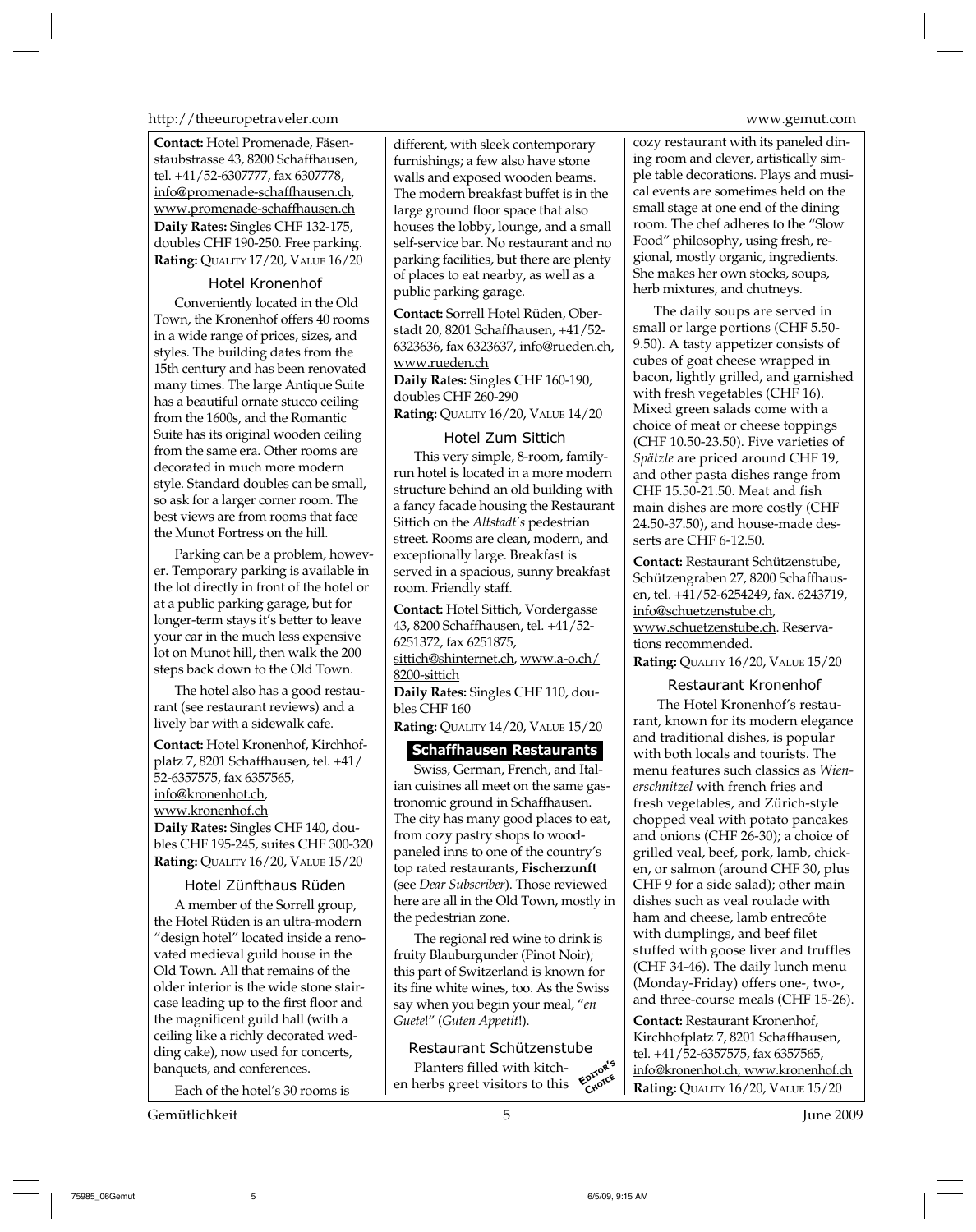**Contact:** Hotel Promenade, Fäsenstaubstrasse 43, 8200 Schaffhausen, tel. +41/52-6307777, fax 6307778, info@promenade-schaffhausen.ch, www.promenade-schaffhausen.ch
**Daily Rates:** Singles CHF 132-175, doubles CHF 190-250. Free parking.
**Rating:** QUALITY 17/20, VALUE 16/20

### Hotel Kronenhof

Conveniently located in the Old Town, the Kronenhof offers 40 rooms in a wide range of prices, sizes, and styles. The building dates from the 15th century and has been renovated many times. The large Antique Suite has a beautiful ornate stucco ceiling from the 1600s, and the Romantic Suite has its original wooden ceiling from the same era. Other rooms are decorated in much more modern style. Standard doubles can be small, so ask for a larger corner room. The best views are from rooms that face the Munot Fortress on the hill.

Parking can be a problem, however. Temporary parking is available in the lot directly in front of the hotel or at a public parking garage, but for longer-term stays it's better to leave your car in the much less expensive lot on Munot hill, then walk the 200 steps back down to the Old Town.

The hotel also has a good restaurant (see restaurant reviews) and a lively bar with a sidewalk cafe.

**Contact:** Hotel Kronenhof, Kirchhofplatz 7, 8201 Schaffhausen, tel. +41/52-6357575, fax 6357565, info@kronenhot.ch, www.kronenhof.ch
**Daily Rates:** Singles CHF 140, doubles CHF 195-245, suites CHF 300-320
**Rating:** QUALITY 16/20, VALUE 15/20

### Hotel Zünfthaus Rüden

A member of the Sorrell group, the Hotel Rüden is an ultra-modern "design hotel" located inside a renovated medieval guild house in the Old Town. All that remains of the older interior is the wide stone staircase leading up to the first floor and the magnificent guild hall (with a ceiling like a richly decorated wedding cake), now used for concerts, banquets, and conferences.

Each of the hotel's 30 rooms is different, with sleek contemporary furnishings; a few also have stone walls and exposed wooden beams. The modern breakfast buffet is in the large ground floor space that also houses the lobby, lounge, and a small self-service bar. No restaurant and no parking facilities, but there are plenty of places to eat nearby, as well as a public parking garage.

**Contact:** Sorrell Hotel Rüden, Oberstadt 20, 8201 Schaffhausen, +41/52-6323636, fax 6323637, info@rueden.ch, www.rueden.ch
**Daily Rates:** Singles CHF 160-190, doubles CHF 260-290
**Rating:** QUALITY 16/20, VALUE 14/20

### Hotel Zum Sittich

This very simple, 8-room, family-run hotel is located in a more modern structure behind an old building with a fancy facade housing the Restaurant Sittich on the *Altstadt's* pedestrian street. Rooms are clean, modern, and exceptionally large. Breakfast is served in a spacious, sunny breakfast room. Friendly staff.

**Contact:** Hotel Sittich, Vordergasse 43, 8200 Schaffhausen, tel. +41/52-6251372, fax 6251875, sittich@shinternet.ch, www.a-o.ch/8200-sittich
**Daily Rates:** Singles CHF 110, doubles CHF 160
**Rating:** QUALITY 14/20, VALUE 15/20

## Schaffhausen Restaurants

Swiss, German, French, and Italian cuisines all meet on the same gastronomic ground in Schaffhausen. The city has many good places to eat, from cozy pastry shops to wood-paneled inns to one of the country's top rated restaurants, **Fischerzunft** (see *Dear Subscriber*). Those reviewed here are all in the Old Town, mostly in the pedestrian zone.

The regional red wine to drink is fruity Blauburgunder (Pinot Noir); this part of Switzerland is known for its fine white wines, too. As the Swiss say when you begin your meal, "*en Guete*!" (*Guten Appetit*!).

### Restaurant Schützenstube

EDITOR'S CHOICE

Planters filled with kitchen herbs greet visitors to this cozy restaurant with its paneled dining room and clever, artistically simple table decorations. Plays and musical events are sometimes held on the small stage at one end of the dining room. The chef adheres to the "Slow Food" philosophy, using fresh, regional, mostly organic, ingredients. She makes her own stocks, soups, herb mixtures, and chutneys.

The daily soups are served in small or large portions (CHF 5.50-9.50). A tasty appetizer consists of cubes of goat cheese wrapped in bacon, lightly grilled, and garnished with fresh vegetables (CHF 16). Mixed green salads come with a choice of meat or cheese toppings (CHF 10.50-23.50). Five varieties of *Spätzle* are priced around CHF 19, and other pasta dishes range from CHF 15.50-21.50. Meat and fish main dishes are more costly (CHF 24.50-37.50), and house-made desserts are CHF 6-12.50.

**Contact:** Restaurant Schützenstube, Schützengraben 27, 8200 Schaffhausen, tel. +41/52-6254249, fax. 6243719, info@schuetzenstube.ch, www.schuetzenstube.ch. Reservations recommended.
**Rating:** QUALITY 16/20, VALUE 15/20

### Restaurant Kronenhof

The Hotel Kronenhof's restaurant, known for its modern elegance and traditional dishes, is popular with both locals and tourists. The menu features such classics as *Wienerschnitzel* with french fries and fresh vegetables, and Zürich-style chopped veal with potato pancakes and onions (CHF 26-30); a choice of grilled veal, beef, pork, lamb, chicken, or salmon (around CHF 30, plus CHF 9 for a side salad); other main dishes such as veal roulade with ham and cheese, lamb entrecôte with dumplings, and beef filet stuffed with goose liver and truffles (CHF 34-46). The daily lunch menu (Monday-Friday) offers one-, two-, and three-course meals (CHF 15-26).

**Contact:** Restaurant Kronenhof, Kirchhofplatz 7, 8201 Schaffhausen, tel. +41/52-6357575, fax 6357565, info@kronenhot.ch, www.kronenhof.ch
**Rating:** QUALITY 16/20, VALUE 15/20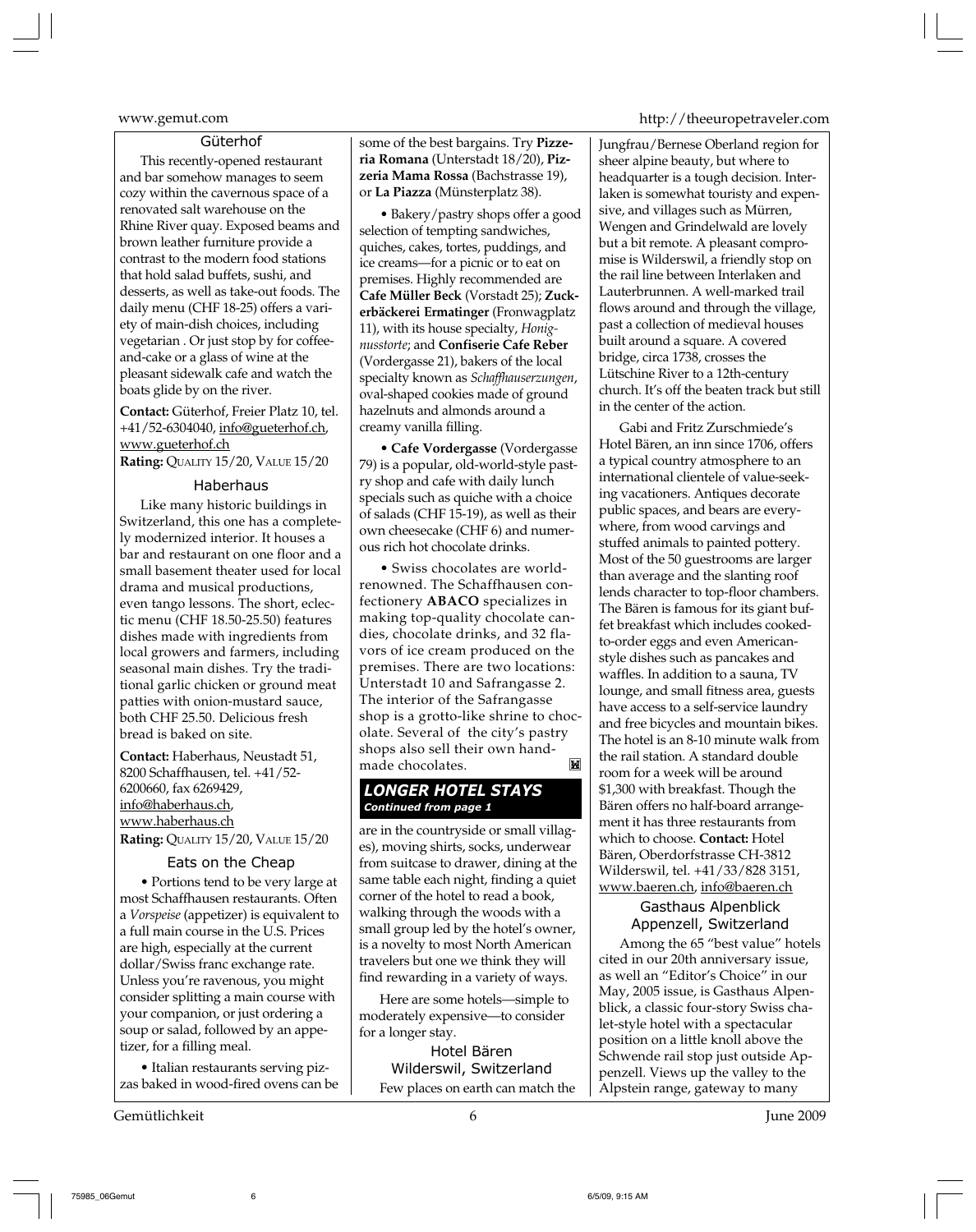### Güterhof

This recently-opened restaurant and bar somehow manages to seem cozy within the cavernous space of a renovated salt warehouse on the Rhine River quay. Exposed beams and brown leather furniture provide a contrast to the modern food stations that hold salad buffets, sushi, and desserts, as well as take-out foods. The daily menu (CHF 18-25) offers a variety of main-dish choices, including vegetarian . Or just stop by for coffee-and-cake or a glass of wine at the pleasant sidewalk cafe and watch the boats glide by on the river.

**Contact:** Güterhof, Freier Platz 10, tel. +41/52-6304040, info@gueterhof.ch, www.gueterhof.ch
**Rating:** QUALITY 15/20, VALUE 15/20

### Haberhaus

Like many historic buildings in Switzerland, this one has a completely modernized interior. It houses a bar and restaurant on one floor and a small basement theater used for local drama and musical productions, even tango lessons. The short, eclectic menu (CHF 18.50-25.50) features dishes made with ingredients from local growers and farmers, including seasonal main dishes. Try the traditional garlic chicken or ground meat patties with onion-mustard sauce, both CHF 25.50. Delicious fresh bread is baked on site.

**Contact:** Haberhaus, Neustadt 51, 8200 Schaffhausen, tel. +41/52-6200660, fax 6269429, info@haberhaus.ch, www.haberhaus.ch
**Rating:** QUALITY 15/20, VALUE 15/20

### Eats on the Cheap

• Portions tend to be very large at most Schaffhausen restaurants. Often a *Vorspeise* (appetizer) is equivalent to a full main course in the U.S. Prices are high, especially at the current dollar/Swiss franc exchange rate. Unless you're ravenous, you might consider splitting a main course with your companion, or just ordering a soup or salad, followed by an appetizer, for a filling meal.

• Italian restaurants serving pizzas baked in wood-fired ovens can be some of the best bargains. Try **Pizzeria Romana** (Unterstadt 18/20), **Pizzeria Mama Rossa** (Bachstrasse 19), or **La Piazza** (Münsterplatz 38).

• Bakery/pastry shops offer a good selection of tempting sandwiches, quiches, cakes, tortes, puddings, and ice creams—for a picnic or to eat on premises. Highly recommended are **Cafe Müller Beck** (Vorstadt 25); **Zuckerbäckerei Ermatinger** (Fronwagplatz 11), with its house specialty, *Honignusstorte*; and **Confiserie Cafe Reber** (Vordergasse 21), bakers of the local specialty known as *Schaffhauserzungen*, oval-shaped cookies made of ground hazelnuts and almonds around a creamy vanilla filling.

• **Cafe Vordergasse** (Vordergasse 79) is a popular, old-world-style pastry shop and cafe with daily lunch specials such as quiche with a choice of salads (CHF 15-19), as well as their own cheesecake (CHF 6) and numerous rich hot chocolate drinks.

• Swiss chocolates are world-renowned. The Schaffhausen confectionery **ABACO** specializes in making top-quality chocolate candies, chocolate drinks, and 32 flavors of ice cream produced on the premises. There are two locations: Unterstadt 10 and Safrangasse 2. The interior of the Safrangasse shop is a grotto-like shrine to chocolate. Several of the city's pastry shops also sell their own handmade chocolates.

## LONGER HOTEL STAYS
*Continued from page 1*

are in the countryside or small villages), moving shirts, socks, underwear from suitcase to drawer, dining at the same table each night, finding a quiet corner of the hotel to read a book, walking through the woods with a small group led by the hotel's owner, is a novelty to most North American travelers but one we think they will find rewarding in a variety of ways.

Here are some hotels—simple to moderately expensive—to consider for a longer stay.

### Hotel Bären
### Wilderswil, Switzerland

Few places on earth can match the Jungfrau/Bernese Oberland region for sheer alpine beauty, but where to headquarter is a tough decision. Interlaken is somewhat touristy and expensive, and villages such as Mürren, Wengen and Grindelwald are lovely but a bit remote. A pleasant compromise is Wilderswil, a friendly stop on the rail line between Interlaken and Lauterbrunnen. A well-marked trail flows around and through the village, past a collection of medieval houses built around a square. A covered bridge, circa 1738, crosses the Lütschine River to a 12th-century church. It's off the beaten track but still in the center of the action.

Gabi and Fritz Zurschmiede's Hotel Bären, an inn since 1706, offers a typical country atmosphere to an international clientele of value-seeking vacationers. Antiques decorate public spaces, and bears are everywhere, from wood carvings and stuffed animals to painted pottery. Most of the 50 guestrooms are larger than average and the slanting roof lends character to top-floor chambers. The Bären is famous for its giant buffet breakfast which includes cooked-to-order eggs and even American-style dishes such as pancakes and waffles. In addition to a sauna, TV lounge, and small fitness area, guests have access to a self-service laundry and free bicycles and mountain bikes. The hotel is an 8-10 minute walk from the rail station. A standard double room for a week will be around $1,300 with breakfast. Though the Bären offers no half-board arrangement it has three restaurants from which to choose. **Contact:** Hotel Bären, Oberdorfstrasse CH-3812 Wilderswil, tel. +41/33/828 3151, www.baeren.ch, info@baeren.ch

### Gasthaus Alpenblick
### Appenzell, Switzerland

Among the 65 "best value" hotels cited in our 20th anniversary issue, as well an "Editor's Choice" in our May, 2005 issue, is Gasthaus Alpenblick, a classic four-story Swiss chalet-style hotel with a spectacular position on a little knoll above the Schwende rail stop just outside Appenzell. Views up the valley to the Alpstein range, gateway to many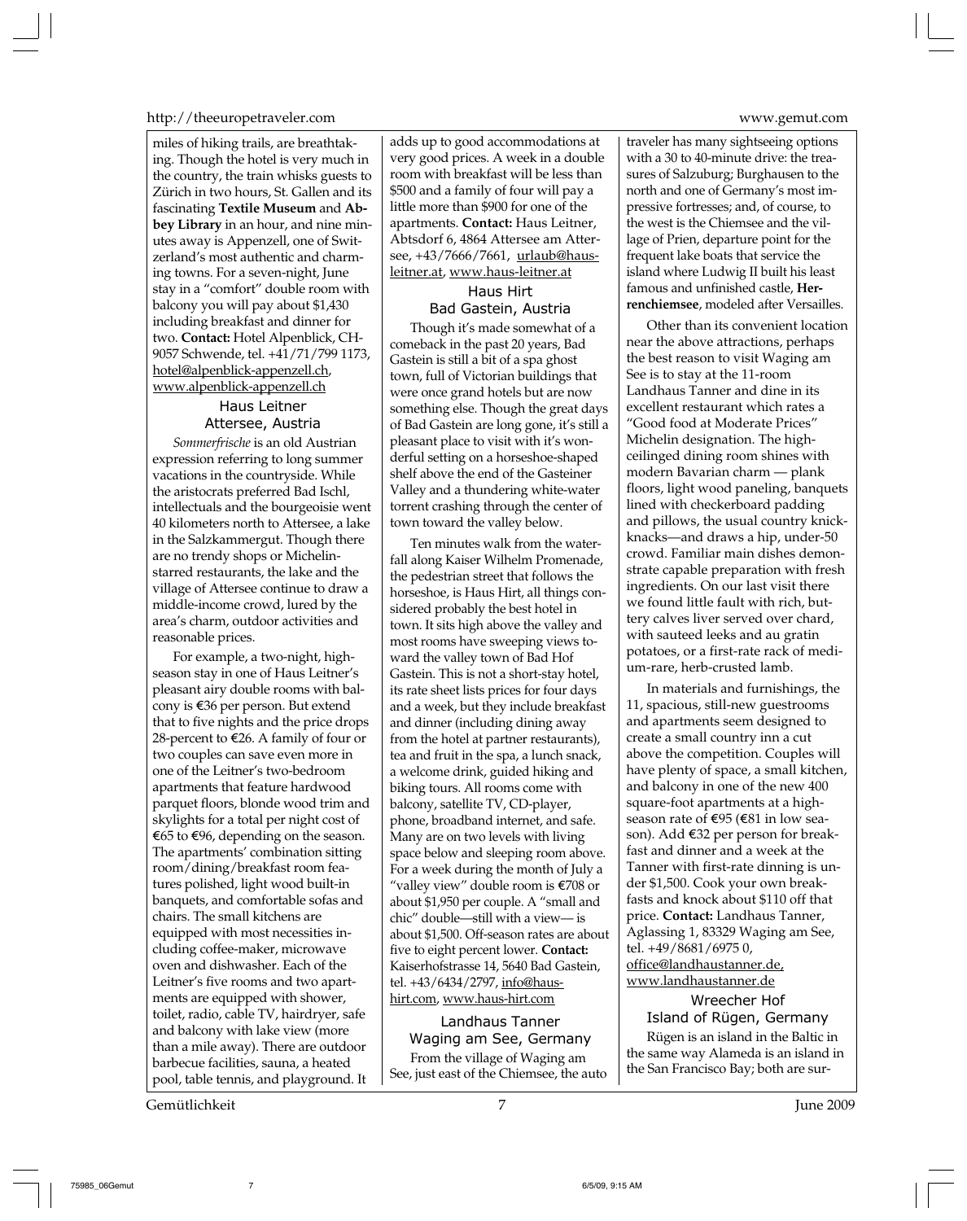miles of hiking trails, are breathtaking. Though the hotel is very much in the country, the train whisks guests to Zürich in two hours, St. Gallen and its fascinating **Textile Museum** and **Abbey Library** in an hour, and nine minutes away is Appenzell, one of Switzerland's most authentic and charming towns. For a seven-night, June stay in a "comfort" double room with balcony you will pay about $1,430 including breakfast and dinner for two. **Contact:** Hotel Alpenblick, CH-9057 Schwende, tel. +41/71/799 1173, hotel@alpenblick-appenzell.ch, www.alpenblick-appenzell.ch

### Haus Leitner
### Attersee, Austria

*Sommerfrische* is an old Austrian expression referring to long summer vacations in the countryside. While the aristocrats preferred Bad Ischl, intellectuals and the bourgeoisie went 40 kilometers north to Attersee, a lake in the Salzkammergut. Though there are no trendy shops or Michelin-starred restaurants, the lake and the village of Attersee continue to draw a middle-income crowd, lured by the area's charm, outdoor activities and reasonable prices.

For example, a two-night, high-season stay in one of Haus Leitner's pleasant airy double rooms with balcony is €36 per person. But extend that to five nights and the price drops 28-percent to €26. A family of four or two couples can save even more in one of the Leitner's two-bedroom apartments that feature hardwood parquet floors, blonde wood trim and skylights for a total per night cost of €65 to €96, depending on the season. The apartments' combination sitting room/dining/breakfast room features polished, light wood built-in banquets, and comfortable sofas and chairs. The small kitchens are equipped with most necessities including coffee-maker, microwave oven and dishwasher. Each of the Leitner's five rooms and two apartments are equipped with shower, toilet, radio, cable TV, hairdryer, safe and balcony with lake view (more than a mile away). There are outdoor barbecue facilities, sauna, a heated pool, table tennis, and playground. It adds up to good accommodations at very good prices. A week in a double room with breakfast will be less than $500 and a family of four will pay a little more than $900 for one of the apartments. **Contact:** Haus Leitner, Abtsdorf 6, 4864 Attersee am Attersee, +43/7666/7661, urlaub@haus-leitner.at, www.haus-leitner.at

### Haus Hirt
### Bad Gastein, Austria

Though it's made somewhat of a comeback in the past 20 years, Bad Gastein is still a bit of a spa ghost town, full of Victorian buildings that were once grand hotels but are now something else. Though the great days of Bad Gastein are long gone, it's still a pleasant place to visit with it's wonderful setting on a horseshoe-shaped shelf above the end of the Gasteiner Valley and a thundering white-water torrent crashing through the center of town toward the valley below.

Ten minutes walk from the waterfall along Kaiser Wilhelm Promenade, the pedestrian street that follows the horseshoe, is Haus Hirt, all things considered probably the best hotel in town. It sits high above the valley and most rooms have sweeping views toward the valley town of Bad Hof Gastein. This is not a short-stay hotel, its rate sheet lists prices for four days and a week, but they include breakfast and dinner (including dining away from the hotel at partner restaurants), tea and fruit in the spa, a lunch snack, a welcome drink, guided hiking and biking tours. All rooms come with balcony, satellite TV, CD-player, phone, broadband internet, and safe. Many are on two levels with living space below and sleeping room above. For a week during the month of July a "valley view" double room is €708 or about $1,950 per couple. A "small and chic" double—still with a view— is about $1,500. Off-season rates are about five to eight percent lower. **Contact:** Kaiserhofstrasse 14, 5640 Bad Gastein, tel. +43/6434/2797, info@haus-hirt.com, www.haus-hirt.com

### Landhaus Tanner
### Waging am See, Germany

From the village of Waging am See, just east of the Chiemsee, the auto traveler has many sightseeing options with a 30 to 40-minute drive: the treasures of Salzuburg; Burghausen to the north and one of Germany's most impressive fortresses; and, of course, to the west is the Chiemsee and the village of Prien, departure point for the frequent lake boats that service the island where Ludwig II built his least famous and unfinished castle, **Herrenchiemsee**, modeled after Versailles.

Other than its convenient location near the above attractions, perhaps the best reason to visit Waging am See is to stay at the 11-room Landhaus Tanner and dine in its excellent restaurant which rates a "Good food at Moderate Prices" Michelin designation. The high-ceilinged dining room shines with modern Bavarian charm — plank floors, light wood paneling, banquets lined with checkerboard padding and pillows, the usual country knick-knacks—and draws a hip, under-50 crowd. Familiar main dishes demonstrate capable preparation with fresh ingredients. On our last visit there we found little fault with rich, buttery calves liver served over chard, with sauteed leeks and au gratin potatoes, or a first-rate rack of medium-rare, herb-crusted lamb.

In materials and furnishings, the 11, spacious, still-new guestrooms and apartments seem designed to create a small country inn a cut above the competition. Couples will have plenty of space, a small kitchen, and balcony in one of the new 400 square-foot apartments at a high-season rate of €95 (€81 in low season). Add €32 per person for breakfast and dinner and a week at the Tanner with first-rate dinning is under $1,500. Cook your own breakfasts and knock about $110 off that price. **Contact:** Landhaus Tanner, Aglassing 1, 83329 Waging am See, tel. +49/8681/6975 0, office@landhaustanner.de, www.landhaustanner.de

### Wreecher Hof
### Island of Rügen, Germany

Rügen is an island in the Baltic in the same way Alameda is an island in the San Francisco Bay; both are sur-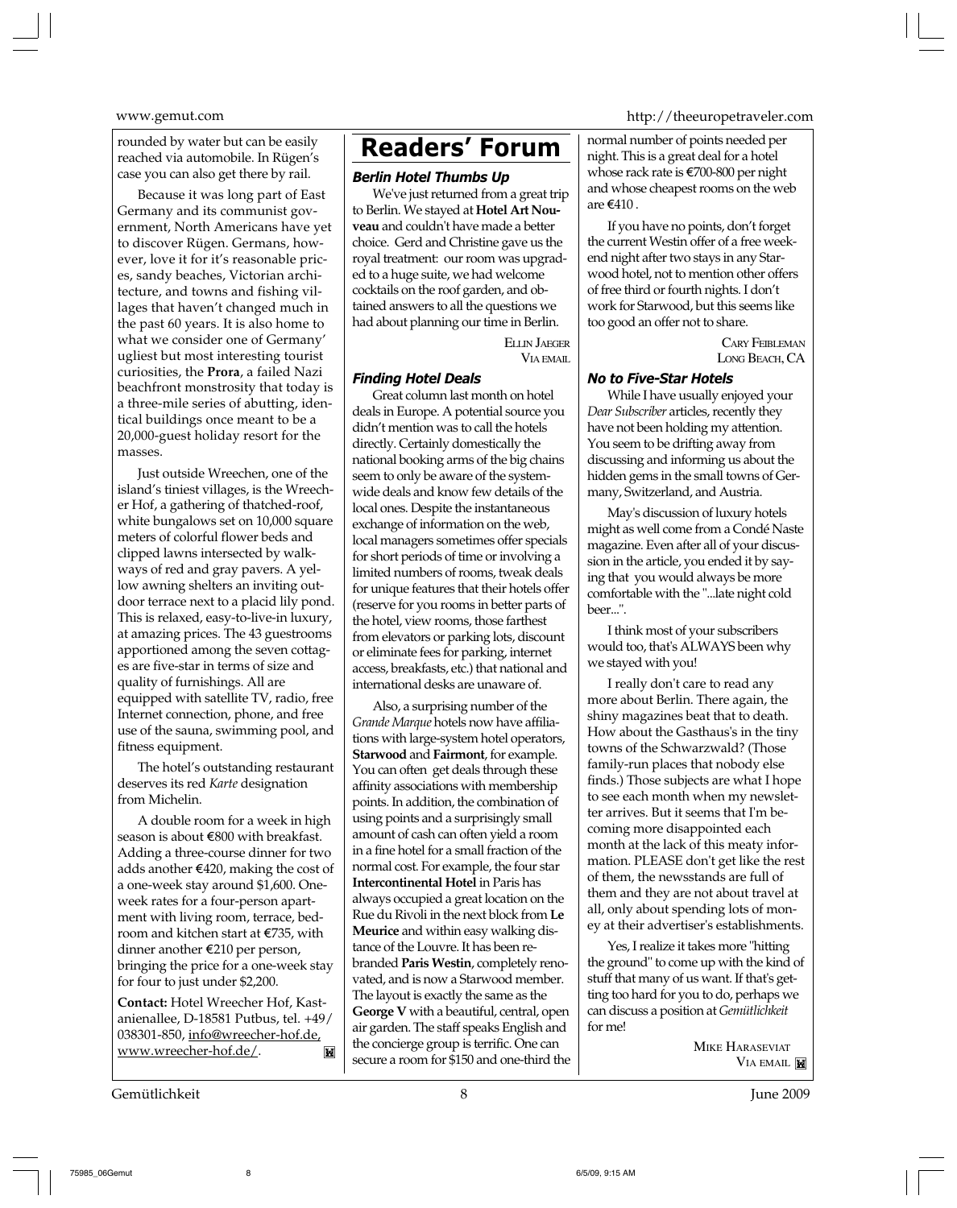rounded by water but can be easily reached via automobile. In Rügen's case you can also get there by rail.

Because it was long part of East Germany and its communist government, North Americans have yet to discover Rügen. Germans, however, love it for it's reasonable prices, sandy beaches, Victorian architecture, and towns and fishing villages that haven't changed much in the past 60 years. It is also home to what we consider one of Germany' ugliest but most interesting tourist curiosities, the **Prora**, a failed Nazi beachfront monstrosity that today is a three-mile series of abutting, identical buildings once meant to be a 20,000-guest holiday resort for the masses.

Just outside Wreechen, one of the island's tiniest villages, is the Wreecher Hof, a gathering of thatched-roof, white bungalows set on 10,000 square meters of colorful flower beds and clipped lawns intersected by walkways of red and gray pavers. A yellow awning shelters an inviting outdoor terrace next to a placid lily pond. This is relaxed, easy-to-live-in luxury, at amazing prices. The 43 guestrooms apportioned among the seven cottages are five-star in terms of size and quality of furnishings. All are equipped with satellite TV, radio, free Internet connection, phone, and free use of the sauna, swimming pool, and fitness equipment.

The hotel's outstanding restaurant deserves its red *Karte* designation from Michelin.

A double room for a week in high season is about €800 with breakfast. Adding a three-course dinner for two adds another €420, making the cost of a one-week stay around $1,600. One-week rates for a four-person apartment with living room, terrace, bedroom and kitchen start at €735, with dinner another €210 per person, bringing the price for a one-week stay for four to just under $2,200.

**Contact:** Hotel Wreecher Hof, Kastanienallee, D-18581 Putbus, tel. +49/038301-850, info@wreecher-hof.de, www.wreecher-hof.de/.

# Readers' Forum

### Berlin Hotel Thumbs Up

We've just returned from a great trip to Berlin. We stayed at **Hotel Art Nouveau** and couldn't have made a better choice. Gerd and Christine gave us the royal treatment: our room was upgraded to a huge suite, we had welcome cocktails on the roof garden, and obtained answers to all the questions we had about planning our time in Berlin.

Ellin Jaeger
Via email

### Finding Hotel Deals

Great column last month on hotel deals in Europe. A potential source you didn't mention was to call the hotels directly. Certainly domestically the national booking arms of the big chains seem to only be aware of the system-wide deals and know few details of the local ones. Despite the instantaneous exchange of information on the web, local managers sometimes offer specials for short periods of time or involving a limited numbers of rooms, tweak deals for unique features that their hotels offer (reserve for you rooms in better parts of the hotel, view rooms, those farthest from elevators or parking lots, discount or eliminate fees for parking, internet access, breakfasts, etc.) that national and international desks are unaware of.

Also, a surprising number of the *Grande Marque* hotels now have affiliations with large-system hotel operators, **Starwood** and **Fairmont**, for example. You can often get deals through these affinity associations with membership points. In addition, the combination of using points and a surprisingly small amount of cash can often yield a room in a fine hotel for a small fraction of the normal cost. For example, the four star **Intercontinental Hotel** in Paris has always occupied a great location on the Rue du Rivoli in the next block from **Le Meurice** and within easy walking distance of the Louvre. It has been re-branded **Paris Westin**, completely renovated, and is now a Starwood member. The layout is exactly the same as the **George V** with a beautiful, central, open air garden. The staff speaks English and the concierge group is terrific. One can secure a room for $150 and one-third the normal number of points needed per night. This is a great deal for a hotel whose rack rate is €700-800 per night and whose cheapest rooms on the web are €410 .

If you have no points, don't forget the current Westin offer of a free weekend night after two stays in any Starwood hotel, not to mention other offers of free third or fourth nights. I don't work for Starwood, but this seems like too good an offer not to share.

Cary Feibleman
Long Beach, CA

### No to Five-Star Hotels

While I have usually enjoyed your *Dear Subscriber* articles, recently they have not been holding my attention. You seem to be drifting away from discussing and informing us about the hidden gems in the small towns of Germany, Switzerland, and Austria.

May's discussion of luxury hotels might as well come from a Condé Naste magazine. Even after all of your discussion in the article, you ended it by saying that you would always be more comfortable with the "...late night cold beer...".

I think most of your subscribers would too, that's ALWAYS been why we stayed with you!

I really don't care to read any more about Berlin. There again, the shiny magazines beat that to death. How about the Gasthaus's in the tiny towns of the Schwarzwald? (Those family-run places that nobody else finds.) Those subjects are what I hope to see each month when my newsletter arrives. But it seems that I'm becoming more disappointed each month at the lack of this meaty information. PLEASE don't get like the rest of them, the newsstands are full of them and they are not about travel at all, only about spending lots of money at their advertiser's establishments.

Yes, I realize it takes more "hitting the ground" to come up with the kind of stuff that many of us want. If that's getting too hard for you to do, perhaps we can discuss a position at *Gemütlichkeit* for me!

Mike Haraseviat
Via email